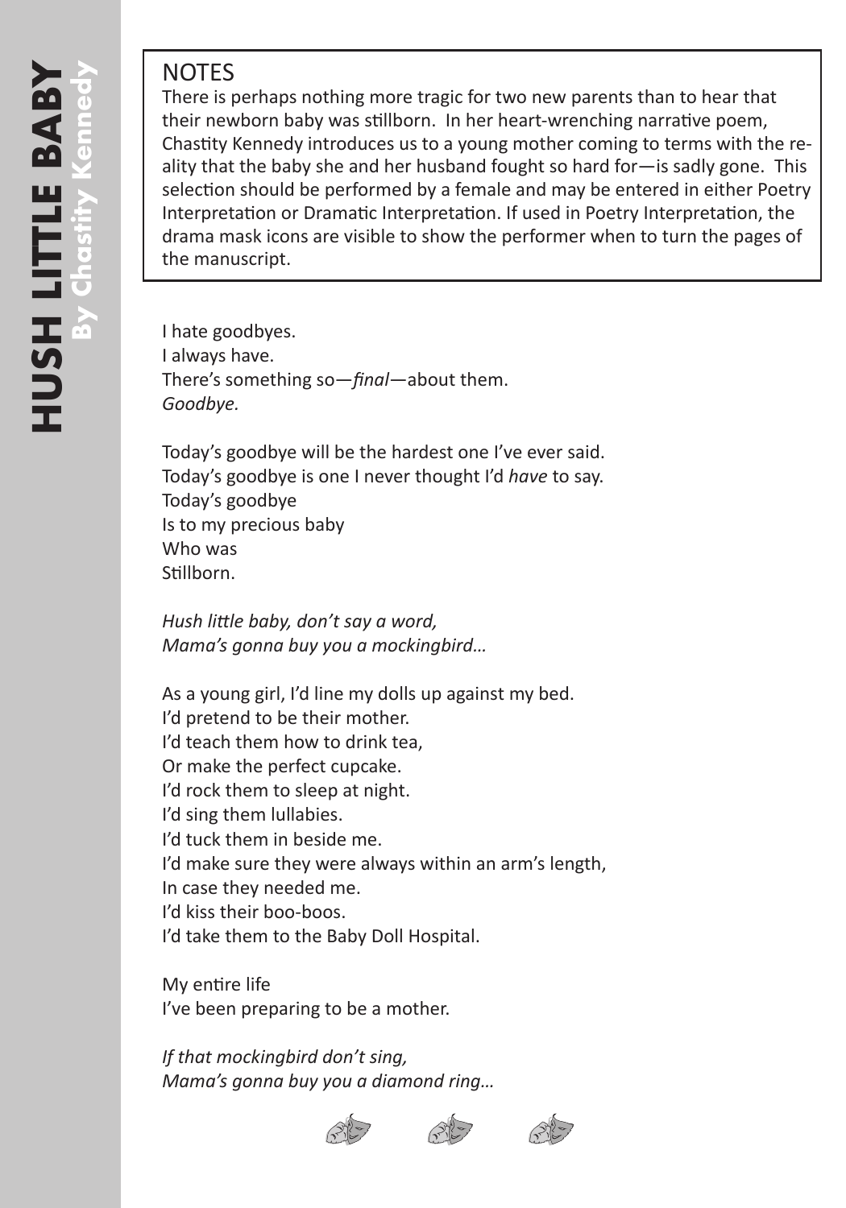# HUSH LITTLE BABY

**By Chastity Kennedy**

## NOTES

There is perhaps nothing more tragic for two new parents than to hear that their newborn baby was stillborn. In her heart-wrenching narrative poem, Chastity Kennedy introduces us to a young mother coming to terms with the reality that the baby she and her husband fought so hard for—is sadly gone. This selection should be performed by a female and may be entered in either Poetry Interpretation or Dramatic Interpretation. If used in Poetry Interpretation, the drama mask icons are visible to show the performer when to turn the pages of the manuscript.

I hate goodbyes.
I always have.
There's something so—*final*—about them.
*Goodbye.*

Today's goodbye will be the hardest one I've ever said.
Today's goodbye is one I never thought I'd *have* to say.
Today's goodbye
Is to my precious baby
Who was
Stillborn.

*Hush little baby, don't say a word,*
*Mama's gonna buy you a mockingbird…*

As a young girl, I'd line my dolls up against my bed.
I'd pretend to be their mother.
I'd teach them how to drink tea,
Or make the perfect cupcake.
I'd rock them to sleep at night.
I'd sing them lullabies.
I'd tuck them in beside me.
I'd make sure they were always within an arm's length,
In case they needed me.
I'd kiss their boo-boos.
I'd take them to the Baby Doll Hospital.

My entire life
I've been preparing to be a mother.

*If that mockingbird don't sing,*
*Mama's gonna buy you a diamond ring…*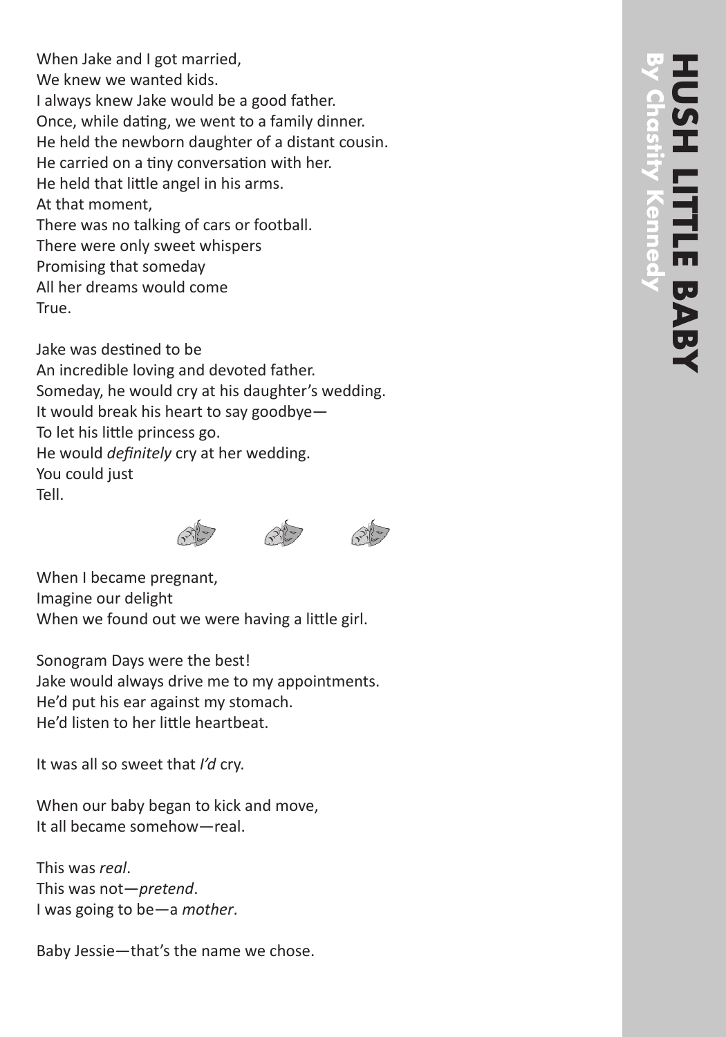When Jake and I got married,
We knew we wanted kids.
I always knew Jake would be a good father.
Once, while dating, we went to a family dinner.
He held the newborn daughter of a distant cousin.
He carried on a tiny conversation with her.
He held that little angel in his arms.
At that moment,
There was no talking of cars or football.
There were only sweet whispers
Promising that someday
All her dreams would come
True.

Jake was destined to be
An incredible loving and devoted father.
Someday, he would cry at his daughter's wedding.
It would break his heart to say goodbye—
To let his little princess go.
He would *definitely* cry at her wedding.
You could just
Tell.

When I became pregnant,
Imagine our delight
When we found out we were having a little girl.

Sonogram Days were the best!
Jake would always drive me to my appointments.
He'd put his ear against my stomach.
He'd listen to her little heartbeat.

It was all so sweet that *I'd* cry.

When our baby began to kick and move,
It all became somehow—real.

This was *real*.
This was not—*pretend*.
I was going to be—a *mother*.

Baby Jessie—that's the name we chose.